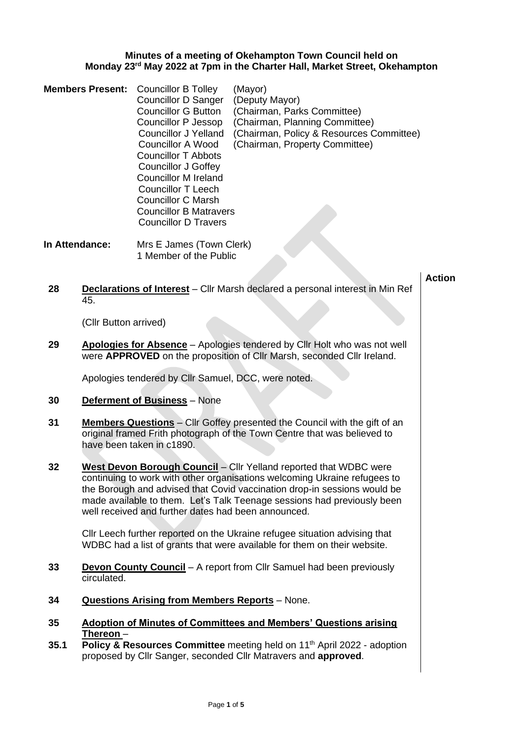**Minutes of a meeting of Okehampton Town Council held on Monday 23rd May 2022 at 7pm in the Charter Hall, Market Street, Okehampton**

**Members Present:**

| | |
|---|---|
| Councillor B Tolley | (Mayor) |
| Councillor D Sanger | (Deputy Mayor) |
| Councillor G Button | (Chairman, Parks Committee) |
| Councillor P Jessop | (Chairman, Planning Committee) |
| Councillor J Yelland | (Chairman, Policy & Resources Committee) |
| Councillor A Wood | (Chairman, Property Committee) |
| Councillor T Abbots | |
| Councillor J Goffey | |
| Councillor M Ireland | |
| Councillor T Leech | |
| Councillor C Marsh | |
| Councillor B Matravers | |
| Councillor D Travers | |

**In Attendance:** Mrs E James (Town Clerk)
1 Member of the Public

**Action**

**28** **Declarations of Interest** – Cllr Marsh declared a personal interest in Min Ref 45.

(Cllr Button arrived)

**29** **Apologies for Absence** – Apologies tendered by Cllr Holt who was not well were **APPROVED** on the proposition of Cllr Marsh, seconded Cllr Ireland.

Apologies tendered by Cllr Samuel, DCC, were noted.

**30** **Deferment of Business** – None

**31** **Members Questions** – Cllr Goffey presented the Council with the gift of an original framed Frith photograph of the Town Centre that was believed to have been taken in c1890.

**32** **West Devon Borough Council** – Cllr Yelland reported that WDBC were continuing to work with other organisations welcoming Ukraine refugees to the Borough and advised that Covid vaccination drop-in sessions would be made available to them. Let's Talk Teenage sessions had previously been well received and further dates had been announced.

Cllr Leech further reported on the Ukraine refugee situation advising that WDBC had a list of grants that were available for them on their website.

**33** **Devon County Council** – A report from Cllr Samuel had been previously circulated.

**34** **Questions Arising from Members Reports** – None.

**35** **Adoption of Minutes of Committees and Members' Questions arising Thereon** –

**35.1** **Policy & Resources Committee** meeting held on 11th April 2022 - adoption proposed by Cllr Sanger, seconded Cllr Matravers and **approved**.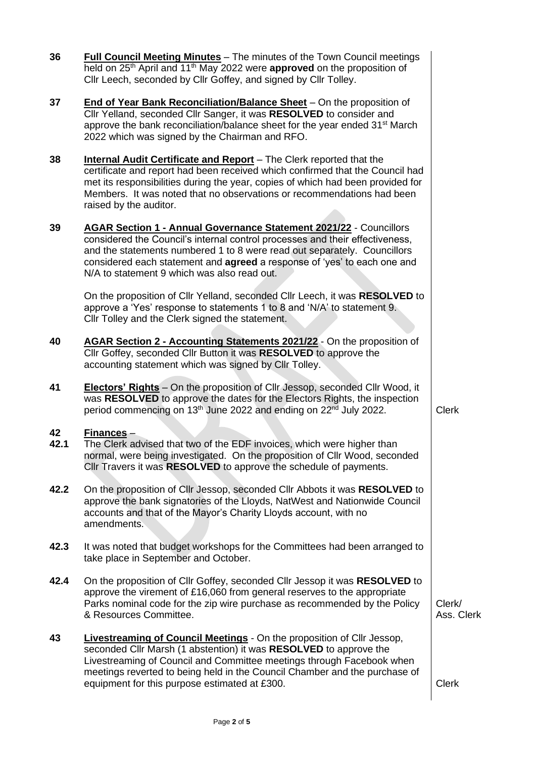**36** **Full Council Meeting Minutes** – The minutes of the Town Council meetings held on 25th April and 11th May 2022 were **approved** on the proposition of Cllr Leech, seconded by Cllr Goffey, and signed by Cllr Tolley.

**37** **End of Year Bank Reconciliation/Balance Sheet** – On the proposition of Cllr Yelland, seconded Cllr Sanger, it was **RESOLVED** to consider and approve the bank reconciliation/balance sheet for the year ended 31st March 2022 which was signed by the Chairman and RFO.

**38** **Internal Audit Certificate and Report** – The Clerk reported that the certificate and report had been received which confirmed that the Council had met its responsibilities during the year, copies of which had been provided for Members. It was noted that no observations or recommendations had been raised by the auditor.

**39** **AGAR Section 1 - Annual Governance Statement 2021/22** - Councillors considered the Council's internal control processes and their effectiveness, and the statements numbered 1 to 8 were read out separately. Councillors considered each statement and **agreed** a response of 'yes' to each one and N/A to statement 9 which was also read out.

On the proposition of Cllr Yelland, seconded Cllr Leech, it was **RESOLVED** to approve a 'Yes' response to statements 1 to 8 and 'N/A' to statement 9. Cllr Tolley and the Clerk signed the statement.

**40** **AGAR Section 2 - Accounting Statements 2021/22** - On the proposition of Cllr Goffey, seconded Cllr Button it was **RESOLVED** to approve the accounting statement which was signed by Cllr Tolley.

**41** **Electors' Rights** – On the proposition of Cllr Jessop, seconded Cllr Wood, it was **RESOLVED** to approve the dates for the Electors Rights, the inspection period commencing on 13th June 2022 and ending on 22nd July 2022. — *Clerk*

**42** **Finances** –

**42.1** The Clerk advised that two of the EDF invoices, which were higher than normal, were being investigated. On the proposition of Cllr Wood, seconded Cllr Travers it was **RESOLVED** to approve the schedule of payments.

**42.2** On the proposition of Cllr Jessop, seconded Cllr Abbots it was **RESOLVED** to approve the bank signatories of the Lloyds, NatWest and Nationwide Council accounts and that of the Mayor's Charity Lloyds account, with no amendments.

**42.3** It was noted that budget workshops for the Committees had been arranged to take place in September and October.

**42.4** On the proposition of Cllr Goffey, seconded Cllr Jessop it was **RESOLVED** to approve the virement of £16,060 from general reserves to the appropriate Parks nominal code for the zip wire purchase as recommended by the Policy & Resources Committee. — *Clerk/ Ass. Clerk*

**43** **Livestreaming of Council Meetings** - On the proposition of Cllr Jessop, seconded Cllr Marsh (1 abstention) it was **RESOLVED** to approve the Livestreaming of Council and Committee meetings through Facebook when meetings reverted to being held in the Council Chamber and the purchase of equipment for this purpose estimated at £300. — *Clerk*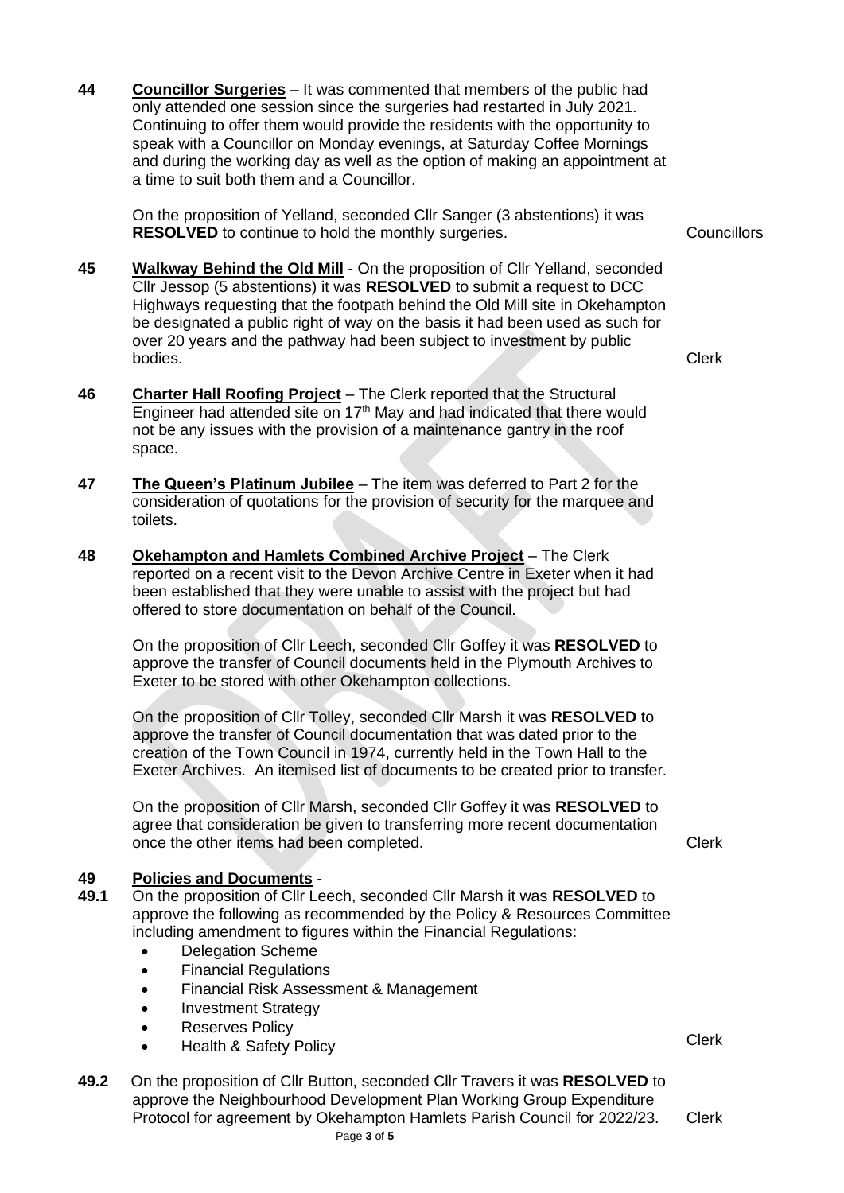**44** **Councillor Surgeries** – It was commented that members of the public had only attended one session since the surgeries had restarted in July 2021. Continuing to offer them would provide the residents with the opportunity to speak with a Councillor on Monday evenings, at Saturday Coffee Mornings and during the working day as well as the option of making an appointment at a time to suit both them and a Councillor.

On the proposition of Yelland, seconded Cllr Sanger (3 abstentions) it was **RESOLVED** to continue to hold the monthly surgeries. — Councillors

**45** **Walkway Behind the Old Mill** - On the proposition of Cllr Yelland, seconded Cllr Jessop (5 abstentions) it was **RESOLVED** to submit a request to DCC Highways requesting that the footpath behind the Old Mill site in Okehampton be designated a public right of way on the basis it had been used as such for over 20 years and the pathway had been subject to investment by public bodies. — Clerk

**46** **Charter Hall Roofing Project** – The Clerk reported that the Structural Engineer had attended site on 17th May and had indicated that there would not be any issues with the provision of a maintenance gantry in the roof space.

**47** **The Queen's Platinum Jubilee** – The item was deferred to Part 2 for the consideration of quotations for the provision of security for the marquee and toilets.

**48** **Okehampton and Hamlets Combined Archive Project** – The Clerk reported on a recent visit to the Devon Archive Centre in Exeter when it had been established that they were unable to assist with the project but had offered to store documentation on behalf of the Council.

On the proposition of Cllr Leech, seconded Cllr Goffey it was **RESOLVED** to approve the transfer of Council documents held in the Plymouth Archives to Exeter to be stored with other Okehampton collections.

On the proposition of Cllr Tolley, seconded Cllr Marsh it was **RESOLVED** to approve the transfer of Council documentation that was dated prior to the creation of the Town Council in 1974, currently held in the Town Hall to the Exeter Archives. An itemised list of documents to be created prior to transfer.

On the proposition of Cllr Marsh, seconded Cllr Goffey it was **RESOLVED** to agree that consideration be given to transferring more recent documentation once the other items had been completed. — Clerk

**49** **Policies and Documents** -

**49.1** On the proposition of Cllr Leech, seconded Cllr Marsh it was **RESOLVED** to approve the following as recommended by the Policy & Resources Committee including amendment to figures within the Financial Regulations:

- Delegation Scheme
- Financial Regulations
- Financial Risk Assessment & Management
- Investment Strategy
- Reserves Policy
- Health & Safety Policy

— Clerk

**49.2** On the proposition of Cllr Button, seconded Cllr Travers it was **RESOLVED** to approve the Neighbourhood Development Plan Working Group Expenditure Protocol for agreement by Okehampton Hamlets Parish Council for 2022/23. — Clerk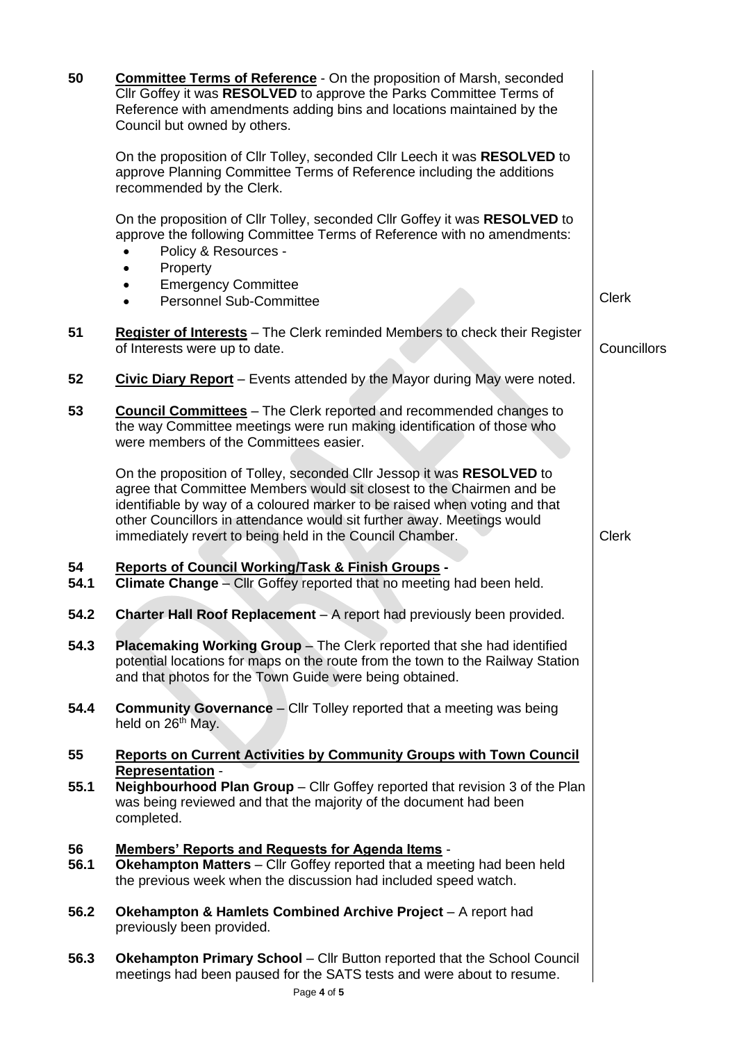**50** **Committee Terms of Reference** - On the proposition of Marsh, seconded Cllr Goffey it was **RESOLVED** to approve the Parks Committee Terms of Reference with amendments adding bins and locations maintained by the Council but owned by others.

On the proposition of Cllr Tolley, seconded Cllr Leech it was **RESOLVED** to approve Planning Committee Terms of Reference including the additions recommended by the Clerk.

On the proposition of Cllr Tolley, seconded Cllr Goffey it was **RESOLVED** to approve the following Committee Terms of Reference with no amendments:

- Policy & Resources -
- Property
- Emergency Committee
- Personnel Sub-Committee

*Clerk*

**51** **Register of Interests** – The Clerk reminded Members to check their Register of Interests were up to date.

*Councillors*

**52** **Civic Diary Report** – Events attended by the Mayor during May were noted.

**53** **Council Committees** – The Clerk reported and recommended changes to the way Committee meetings were run making identification of those who were members of the Committees easier.

On the proposition of Tolley, seconded Cllr Jessop it was **RESOLVED** to agree that Committee Members would sit closest to the Chairmen and be identifiable by way of a coloured marker to be raised when voting and that other Councillors in attendance would sit further away. Meetings would immediately revert to being held in the Council Chamber.

*Clerk*

**54** **Reports of Council Working/Task & Finish Groups** -

**54.1** **Climate Change** – Cllr Goffey reported that no meeting had been held.

**54.2** **Charter Hall Roof Replacement** – A report had previously been provided.

**54.3** **Placemaking Working Group** – The Clerk reported that she had identified potential locations for maps on the route from the town to the Railway Station and that photos for the Town Guide were being obtained.

**54.4** **Community Governance** – Cllr Tolley reported that a meeting was being held on 26th May.

**55** **Reports on Current Activities by Community Groups with Town Council Representation** -

**55.1** **Neighbourhood Plan Group** – Cllr Goffey reported that revision 3 of the Plan was being reviewed and that the majority of the document had been completed.

**56** **Members' Reports and Requests for Agenda Items** -

**56.1** **Okehampton Matters** – Cllr Goffey reported that a meeting had been held the previous week when the discussion had included speed watch.

**56.2** **Okehampton & Hamlets Combined Archive Project** – A report had previously been provided.

**56.3** **Okehampton Primary School** – Cllr Button reported that the School Council meetings had been paused for the SATS tests and were about to resume.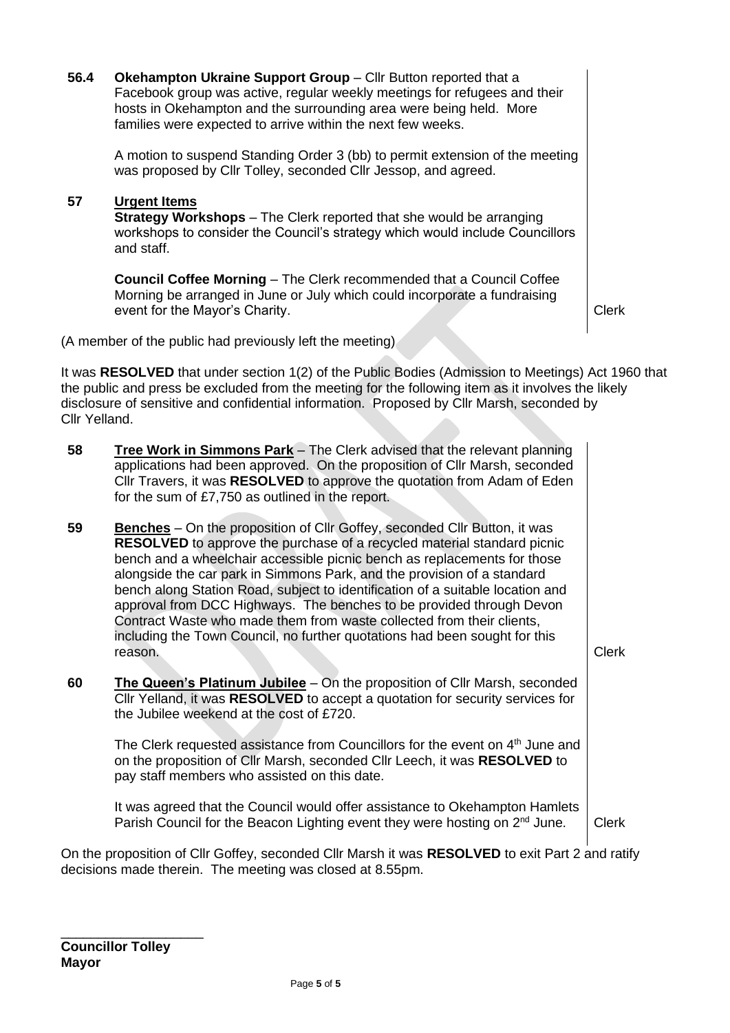**56.4** **Okehampton Ukraine Support Group** – Cllr Button reported that a Facebook group was active, regular weekly meetings for refugees and their hosts in Okehampton and the surrounding area were being held. More families were expected to arrive within the next few weeks.

A motion to suspend Standing Order 3 (bb) to permit extension of the meeting was proposed by Cllr Tolley, seconded Cllr Jessop, and agreed.

**57** **Urgent Items**

**Strategy Workshops** – The Clerk reported that she would be arranging workshops to consider the Council's strategy which would include Councillors and staff.

**Council Coffee Morning** – The Clerk recommended that a Council Coffee Morning be arranged in June or July which could incorporate a fundraising event for the Mayor's Charity. — Clerk

(A member of the public had previously left the meeting)

It was **RESOLVED** that under section 1(2) of the Public Bodies (Admission to Meetings) Act 1960 that the public and press be excluded from the meeting for the following item as it involves the likely disclosure of sensitive and confidential information. Proposed by Cllr Marsh, seconded by Cllr Yelland.

**58** **Tree Work in Simmons Park** – The Clerk advised that the relevant planning applications had been approved. On the proposition of Cllr Marsh, seconded Cllr Travers, it was **RESOLVED** to approve the quotation from Adam of Eden for the sum of £7,750 as outlined in the report.

**59** **Benches** – On the proposition of Cllr Goffey, seconded Cllr Button, it was **RESOLVED** to approve the purchase of a recycled material standard picnic bench and a wheelchair accessible picnic bench as replacements for those alongside the car park in Simmons Park, and the provision of a standard bench along Station Road, subject to identification of a suitable location and approval from DCC Highways. The benches to be provided through Devon Contract Waste who made them from waste collected from their clients, including the Town Council, no further quotations had been sought for this reason. — Clerk

**60** **The Queen's Platinum Jubilee** – On the proposition of Cllr Marsh, seconded Cllr Yelland, it was **RESOLVED** to accept a quotation for security services for the Jubilee weekend at the cost of £720.

The Clerk requested assistance from Councillors for the event on 4th June and on the proposition of Cllr Marsh, seconded Cllr Leech, it was **RESOLVED** to pay staff members who assisted on this date.

It was agreed that the Council would offer assistance to Okehampton Hamlets Parish Council for the Beacon Lighting event they were hosting on 2nd June. — Clerk

On the proposition of Cllr Goffey, seconded Cllr Marsh it was **RESOLVED** to exit Part 2 and ratify decisions made therein. The meeting was closed at 8.55pm.

\_\_\_\_\_\_\_\_\_\_\_\_\_\_\_\_\_\_\_\_

**Councillor Tolley**
**Mayor**